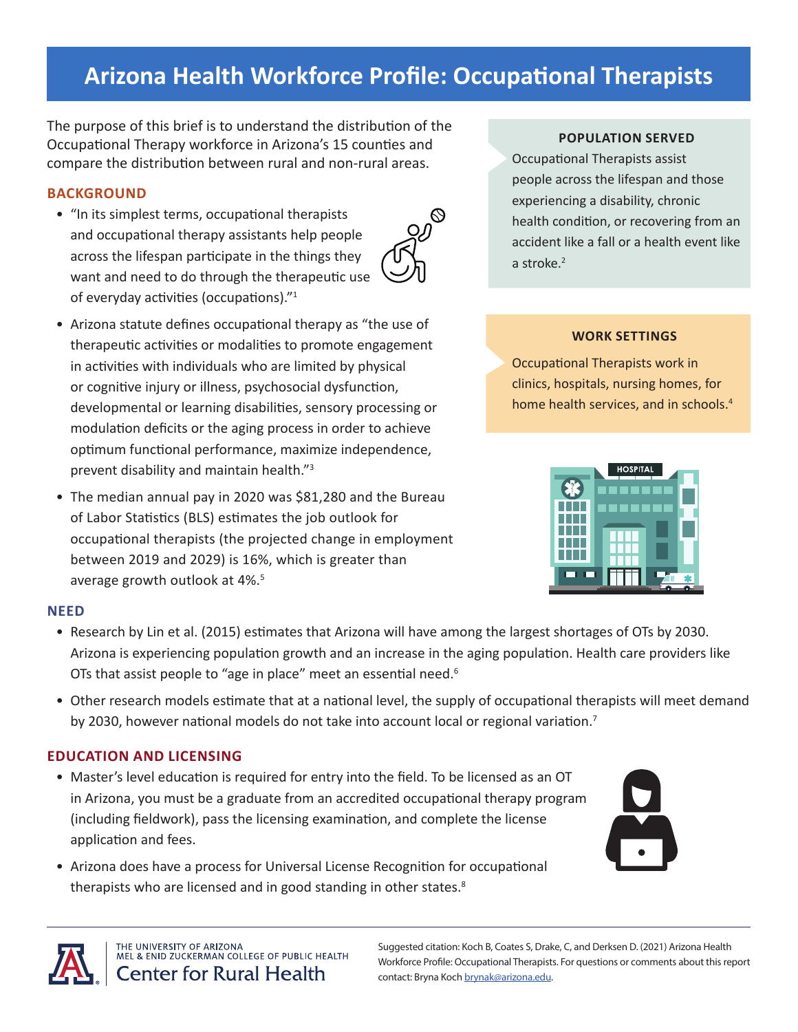# Arizona Health Workforce Profile: Occupational Therapists

The purpose of this brief is to understand the distribution of the Occupational Therapy workforce in Arizona's 15 counties and compare the distribution between rural and non-rural areas.

## BACKGROUND

- "In its simplest terms, occupational therapists and occupational therapy assistants help people across the lifespan participate in the things they want and need to do through the therapeutic use of everyday activities (occupations)."[1]
- Arizona statute defines occupational therapy as "the use of therapeutic activities or modalities to promote engagement in activities with individuals who are limited by physical or cognitive injury or illness, psychosocial dysfunction, developmental or learning disabilities, sensory processing or modulation deficits or the aging process in order to achieve optimum functional performance, maximize independence, prevent disability and maintain health."[3]
- The median annual pay in 2020 was $81,280 and the Bureau of Labor Statistics (BLS) estimates the job outlook for occupational therapists (the projected change in employment between 2019 and 2029) is 16%, which is greater than average growth outlook at 4%.[5]

### POPULATION SERVED

Occupational Therapists assist people across the lifespan and those experiencing a disability, chronic health condition, or recovering from an accident like a fall or a health event like a stroke.[2]

### WORK SETTINGS

Occupational Therapists work in clinics, hospitals, nursing homes, for home health services, and in schools.[4]

## NEED

- Research by Lin et al. (2015) estimates that Arizona will have among the largest shortages of OTs by 2030. Arizona is experiencing population growth and an increase in the aging population. Health care providers like OTs that assist people to "age in place" meet an essential need.[6]
- Other research models estimate that at a national level, the supply of occupational therapists will meet demand by 2030, however national models do not take into account local or regional variation.[7]

## EDUCATION AND LICENSING

- Master's level education is required for entry into the field. To be licensed as an OT in Arizona, you must be a graduate from an accredited occupational therapy program (including fieldwork), pass the licensing examination, and complete the license application and fees.
- Arizona does have a process for Universal License Recognition for occupational therapists who are licensed and in good standing in other states.[8]

THE UNIVERSITY OF ARIZONA
MEL & ENID ZUCKERMAN COLLEGE OF PUBLIC HEALTH
Center for Rural Health

Suggested citation: Koch B, Coates S, Drake, C, and Derksen D. (2021) Arizona Health Workforce Profile: Occupational Therapists. For questions or comments about this report contact: Bryna Koch brynak@arizona.edu.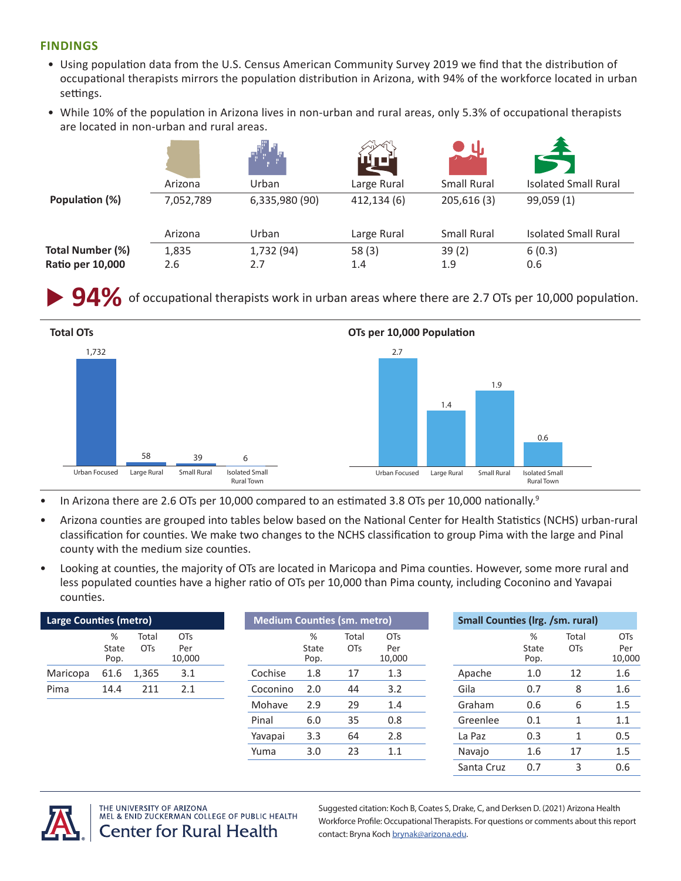## FINDINGS

- Using population data from the U.S. Census American Community Survey 2019 we find that the distribution of occupational therapists mirrors the population distribution in Arizona, with 94% of the workforce located in urban settings.
- While 10% of the population in Arizona lives in non-urban and rural areas, only 5.3% of occupational therapists are located in non-urban and rural areas.

| | Arizona | Urban | Large Rural | Small Rural | Isolated Small Rural |
|---|---|---|---|---|---|
| **Population (%)** | 7,052,789 | 6,335,980 (90) | 412,134 (6) | 205,616 (3) | 99,059 (1) |

| | Arizona | Urban | Large Rural | Small Rural | Isolated Small Rural |
|---|---|---|---|---|---|
| **Total Number (%)** | 1,835 | 1,732 (94) | 58 (3) | 39 (2) | 6 (0.3) |
| **Ratio per 10,000** | 2.6 | 2.7 | 1.4 | 1.9 | 0.6 |

▶ **94%** of occupational therapists work in urban areas where there are 2.7 OTs per 10,000 population.

**Total OTs**

| Urban Focused | Large Rural | Small Rural | Isolated Small Rural Town |
|---|---|---|---|
| 1,732 | 58 | 39 | 6 |

**OTs per 10,000 Population**

| Urban Focused | Large Rural | Small Rural | Isolated Small Rural Town |
|---|---|---|---|
| 2.7 | 1.4 | 1.9 | 0.6 |

- In Arizona there are 2.6 OTs per 10,000 compared to an estimated 3.8 OTs per 10,000 nationally.[9]
- Arizona counties are grouped into tables below based on the National Center for Health Statistics (NCHS) urban-rural classification for counties. We make two changes to the NCHS classification to group Pima with the large and Pinal county with the medium size counties.
- Looking at counties, the majority of OTs are located in Maricopa and Pima counties. However, some more rural and less populated counties have a higher ratio of OTs per 10,000 than Pima county, including Coconino and Yavapai counties.

**Large Counties (metro)**

| | % State Pop. | Total OTs | OTs Per 10,000 |
|---|---|---|---|
| Maricopa | 61.6 | 1,365 | 3.1 |
| Pima | 14.4 | 211 | 2.1 |

**Medium Counties (sm. metro)**

| | % State Pop. | Total OTs | OTs Per 10,000 |
|---|---|---|---|
| Cochise | 1.8 | 17 | 1.3 |
| Coconino | 2.0 | 44 | 3.2 |
| Mohave | 2.9 | 29 | 1.4 |
| Pinal | 6.0 | 35 | 0.8 |
| Yavapai | 3.3 | 64 | 2.8 |
| Yuma | 3.0 | 23 | 1.1 |

**Small Counties (lrg. /sm. rural)**

| | % State Pop. | Total OTs | OTs Per 10,000 |
|---|---|---|---|
| Apache | 1.0 | 12 | 1.6 |
| Gila | 0.7 | 8 | 1.6 |
| Graham | 0.6 | 6 | 1.5 |
| Greenlee | 0.1 | 1 | 1.1 |
| La Paz | 0.3 | 1 | 0.5 |
| Navajo | 1.6 | 17 | 1.5 |
| Santa Cruz | 0.7 | 3 | 0.6 |

THE UNIVERSITY OF ARIZONA
MEL & ENID ZUCKERMAN COLLEGE OF PUBLIC HEALTH
Center for Rural Health

Suggested citation: Koch B, Coates S, Drake, C, and Derksen D. (2021) Arizona Health Workforce Profile: Occupational Therapists. For questions or comments about this report contact: Bryna Koch brynak@arizona.edu.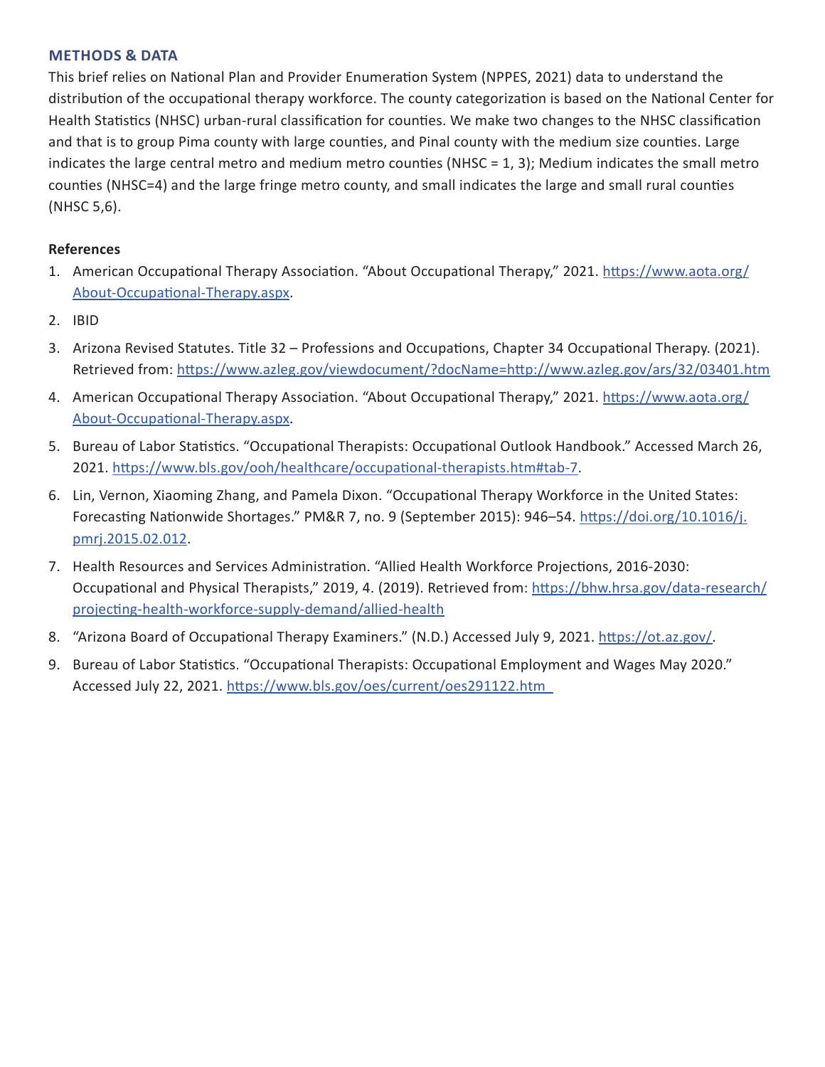## METHODS & DATA

This brief relies on National Plan and Provider Enumeration System (NPPES, 2021) data to understand the distribution of the occupational therapy workforce. The county categorization is based on the National Center for Health Statistics (NHSC) urban-rural classification for counties. We make two changes to the NHSC classification and that is to group Pima county with large counties, and Pinal county with the medium size counties. Large indicates the large central metro and medium metro counties (NHSC = 1, 3); Medium indicates the small metro counties (NHSC=4) and the large fringe metro county, and small indicates the large and small rural counties (NHSC 5,6).

**References**

1. American Occupational Therapy Association. "About Occupational Therapy," 2021. https://www.aota.org/About-Occupational-Therapy.aspx.
2. IBID
3. Arizona Revised Statutes. Title 32 – Professions and Occupations, Chapter 34 Occupational Therapy. (2021). Retrieved from: https://www.azleg.gov/viewdocument/?docName=http://www.azleg.gov/ars/32/03401.htm
4. American Occupational Therapy Association. "About Occupational Therapy," 2021. https://www.aota.org/About-Occupational-Therapy.aspx.
5. Bureau of Labor Statistics. "Occupational Therapists: Occupational Outlook Handbook." Accessed March 26, 2021. https://www.bls.gov/ooh/healthcare/occupational-therapists.htm#tab-7.
6. Lin, Vernon, Xiaoming Zhang, and Pamela Dixon. "Occupational Therapy Workforce in the United States: Forecasting Nationwide Shortages." PM&R 7, no. 9 (September 2015): 946–54. https://doi.org/10.1016/j.pmrj.2015.02.012.
7. Health Resources and Services Administration. "Allied Health Workforce Projections, 2016-2030: Occupational and Physical Therapists," 2019, 4. (2019). Retrieved from: https://bhw.hrsa.gov/data-research/projecting-health-workforce-supply-demand/allied-health
8. "Arizona Board of Occupational Therapy Examiners." (N.D.) Accessed July 9, 2021. https://ot.az.gov/.
9. Bureau of Labor Statistics. "Occupational Therapists: Occupational Employment and Wages May 2020." Accessed July 22, 2021. https://www.bls.gov/oes/current/oes291122.htm